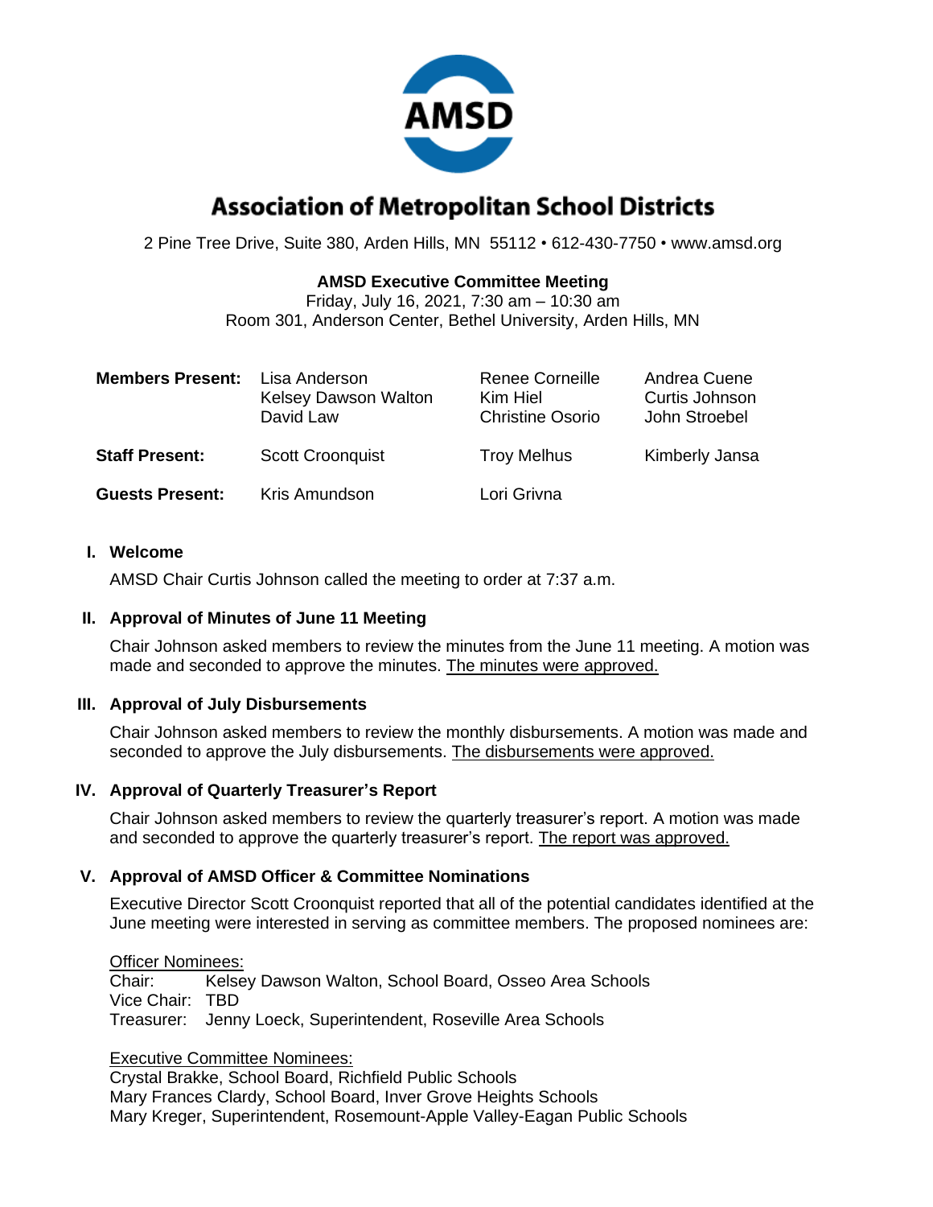# Association of Metropolitan School Districts

2 Pine Tree Drive, Suite 380, Arden Hills, MN 55112 • 612-430-7750 • www.amsd.org

**AMSD Executive Committee Meeting**
Friday, July 16, 2021, 7:30 am – 10:30 am
Room 301, Anderson Center, Bethel University, Arden Hills, MN

| | | | |
|---|---|---|---|
| **Members Present:** | Lisa Anderson<br>Kelsey Dawson Walton<br>David Law | Renee Corneille<br>Kim Hiel<br>Christine Osorio | Andrea Cuene<br>Curtis Johnson<br>John Stroebel |
| **Staff Present:** | Scott Croonquist | Troy Melhus | Kimberly Jansa |
| **Guests Present:** | Kris Amundson | Lori Grivna | |

## I. Welcome

AMSD Chair Curtis Johnson called the meeting to order at 7:37 a.m.

## II. Approval of Minutes of June 11 Meeting

Chair Johnson asked members to review the minutes from the June 11 meeting. A motion was made and seconded to approve the minutes. The minutes were approved.

## III. Approval of July Disbursements

Chair Johnson asked members to review the monthly disbursements. A motion was made and seconded to approve the July disbursements. The disbursements were approved.

## IV. Approval of Quarterly Treasurer's Report

Chair Johnson asked members to review the quarterly treasurer's report. A motion was made and seconded to approve the quarterly treasurer's report. The report was approved.

## V. Approval of AMSD Officer & Committee Nominations

Executive Director Scott Croonquist reported that all of the potential candidates identified at the June meeting were interested in serving as committee members. The proposed nominees are:

Officer Nominees:
Chair: Kelsey Dawson Walton, School Board, Osseo Area Schools
Vice Chair: TBD
Treasurer: Jenny Loeck, Superintendent, Roseville Area Schools

Executive Committee Nominees:
Crystal Brakke, School Board, Richfield Public Schools
Mary Frances Clardy, School Board, Inver Grove Heights Schools
Mary Kreger, Superintendent, Rosemount-Apple Valley-Eagan Public Schools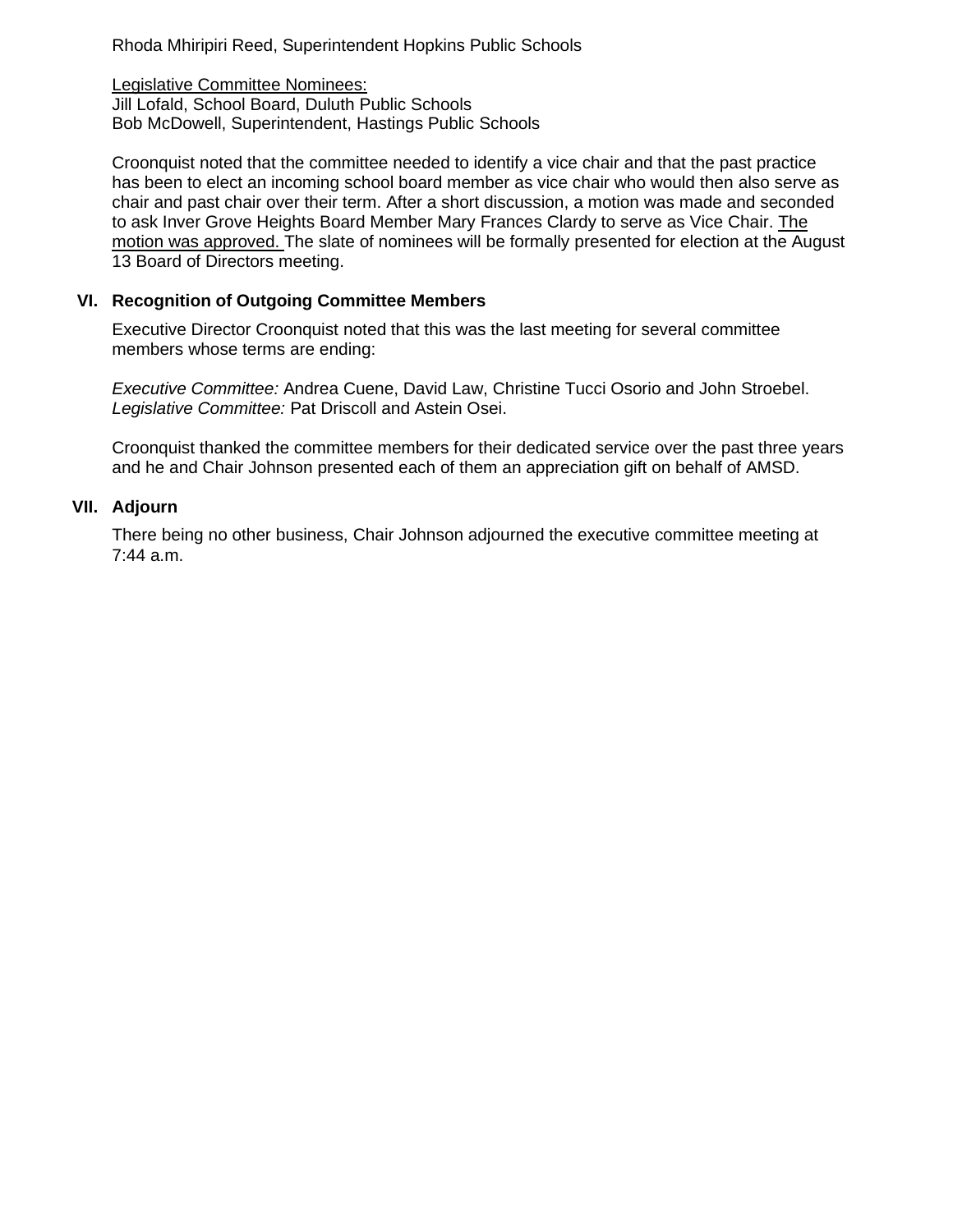Rhoda Mhiripiri Reed, Superintendent Hopkins Public Schools

Legislative Committee Nominees:
Jill Lofald, School Board, Duluth Public Schools
Bob McDowell, Superintendent, Hastings Public Schools

Croonquist noted that the committee needed to identify a vice chair and that the past practice has been to elect an incoming school board member as vice chair who would then also serve as chair and past chair over their term. After a short discussion, a motion was made and seconded to ask Inver Grove Heights Board Member Mary Frances Clardy to serve as Vice Chair. The motion was approved. The slate of nominees will be formally presented for election at the August 13 Board of Directors meeting.

## VI. Recognition of Outgoing Committee Members

Executive Director Croonquist noted that this was the last meeting for several committee members whose terms are ending:

*Executive Committee:* Andrea Cuene, David Law, Christine Tucci Osorio and John Stroebel.
*Legislative Committee:* Pat Driscoll and Astein Osei.

Croonquist thanked the committee members for their dedicated service over the past three years and he and Chair Johnson presented each of them an appreciation gift on behalf of AMSD.

## VII. Adjourn

There being no other business, Chair Johnson adjourned the executive committee meeting at 7:44 a.m.